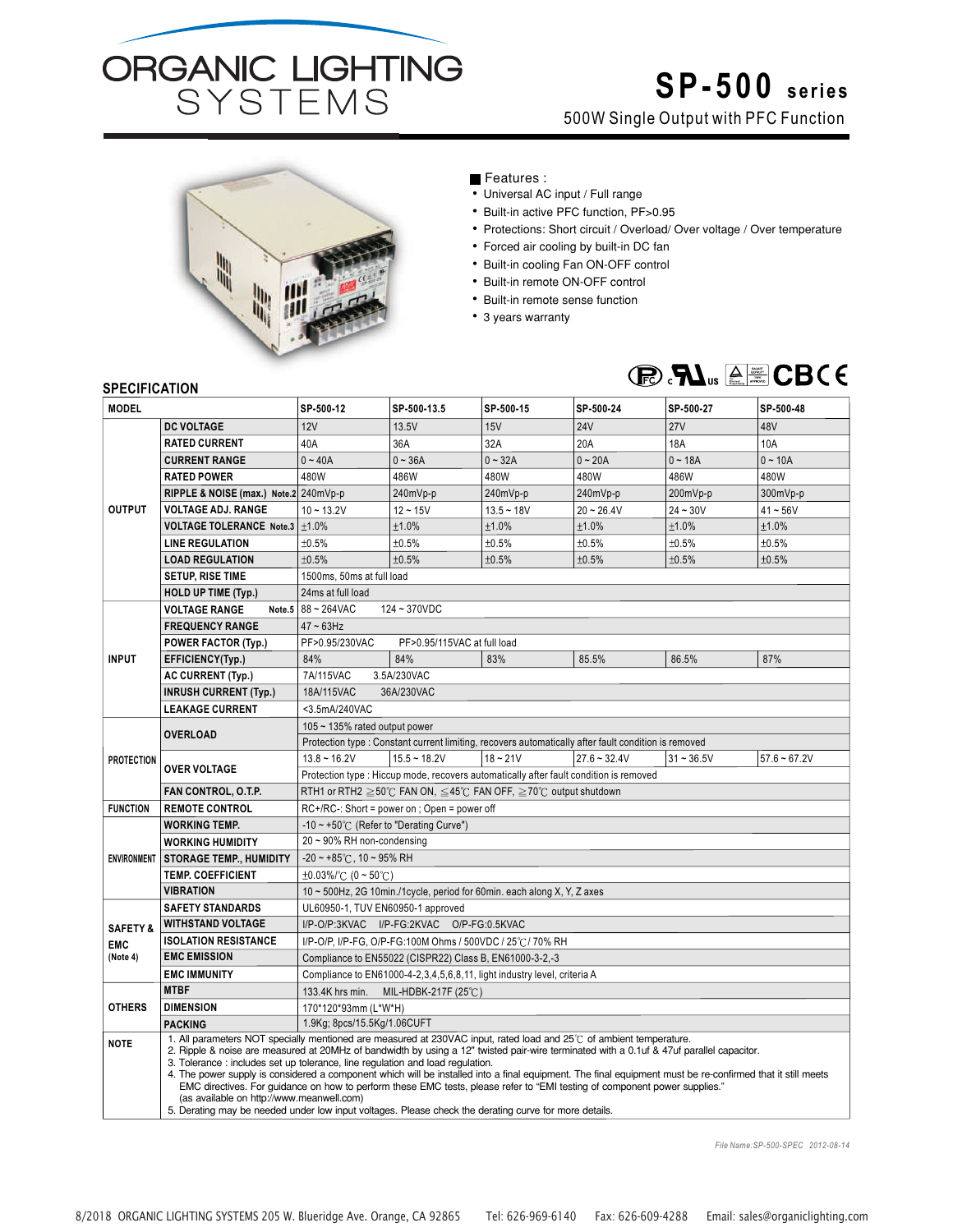# ORGANIC LIGHTING SYSTEMS

# SP-500 series

500W Single Output with PFC Function

## Features :

- Universal AC input / Full range
- Built-in active PFC function, PF>0.95
- Protections: Short circuit / Overload/ Over voltage / Over temperature
- Forced air cooling by built-in DC fan
- Built-in cooling Fan ON-OFF control
- Built-in remote ON-OFF control
- Built-in remote sense function
- 3 years warranty

## SPECIFICATION

| MODEL | | SP-500-12 | SP-500-13.5 | SP-500-15 | SP-500-24 | SP-500-27 | SP-500-48 |
|---|---|---|---|---|---|---|---|
| OUTPUT | DC VOLTAGE | 12V | 13.5V | 15V | 24V | 27V | 48V |
| | RATED CURRENT | 40A | 36A | 32A | 20A | 18A | 10A |
| | CURRENT RANGE | 0 ~ 40A | 0 ~ 36A | 0 ~ 32A | 0 ~ 20A | 0 ~ 18A | 0 ~ 10A |
| | RATED POWER | 480W | 486W | 480W | 480W | 486W | 480W |
| | RIPPLE & NOISE (max.) Note.2 | 240mVp-p | 240mVp-p | 240mVp-p | 240mVp-p | 200mVp-p | 300mVp-p |
| | VOLTAGE ADJ. RANGE | 10 ~ 13.2V | 12 ~ 15V | 13.5 ~ 18V | 20 ~ 26.4V | 24 ~ 30V | 41 ~ 56V |
| | VOLTAGE TOLERANCE Note.3 | ±1.0% | ±1.0% | ±1.0% | ±1.0% | ±1.0% | ±1.0% |
| | LINE REGULATION | ±0.5% | ±0.5% | ±0.5% | ±0.5% | ±0.5% | ±0.5% |
| | LOAD REGULATION | ±0.5% | ±0.5% | ±0.5% | ±0.5% | ±0.5% | ±0.5% |
| | SETUP, RISE TIME | 1500ms, 50ms at full load | | | | | |
| | HOLD UP TIME (Typ.) | 24ms at full load | | | | | |
| INPUT | VOLTAGE RANGE Note.5 | 88 ~ 264VAC 124 ~ 370VDC | | | | | |
| | FREQUENCY RANGE | 47 ~ 63Hz | | | | | |
| | POWER FACTOR (Typ.) | PF>0.95/230VAC PF>0.95/115VAC at full load | | | | | |
| | EFFICIENCY(Typ.) | 84% | 84% | 83% | 85.5% | 86.5% | 87% |
| | AC CURRENT (Typ.) | 7A/115VAC 3.5A/230VAC | | | | | |
| | INRUSH CURRENT (Typ.) | 18A/115VAC 36A/230VAC | | | | | |
| | LEAKAGE CURRENT | <3.5mA/240VAC | | | | | |
| PROTECTION | OVERLOAD | 105 ~ 135% rated output power | | | | | |
| | | Protection type : Constant current limiting, recovers automatically after fault condition is removed | | | | | |
| | OVER VOLTAGE | 13.8 ~ 16.2V | 15.5 ~ 18.2V | 18 ~ 21V | 27.6 ~ 32.4V | 31 ~ 36.5V | 57.6 ~ 67.2V |
| | | Protection type : Hiccup mode, recovers automatically after fault condition is removed | | | | | |
| | FAN CONTROL, O.T.P. | RTH1 or RTH2 ≧50℃ FAN ON, ≦45℃ FAN OFF, ≧70℃ output shutdown | | | | | |
| FUNCTION | REMOTE CONTROL | RC+/RC-: Short = power on ; Open = power off | | | | | |
| ENVIRONMENT | WORKING TEMP. | -10 ~ +50℃ (Refer to "Derating Curve") | | | | | |
| | WORKING HUMIDITY | 20 ~ 90% RH non-condensing | | | | | |
| | STORAGE TEMP., HUMIDITY | -20 ~ +85℃, 10 ~ 95% RH | | | | | |
| | TEMP. COEFFICIENT | ±0.03%/℃ (0 ~ 50℃) | | | | | |
| | VIBRATION | 10 ~ 500Hz, 2G 10min./1cycle, period for 60min. each along X, Y, Z axes | | | | | |
| SAFETY & EMC (Note 4) | SAFETY STANDARDS | UL60950-1, TUV EN60950-1 approved | | | | | |
| | WITHSTAND VOLTAGE | I/P-O/P:3KVAC I/P-FG:2KVAC O/P-FG:0.5KVAC | | | | | |
| | ISOLATION RESISTANCE | I/P-O/P, I/P-FG, O/P-FG:100M Ohms / 500VDC / 25℃/ 70% RH | | | | | |
| | EMC EMISSION | Compliance to EN55022 (CISPR22) Class B, EN61000-3-2,-3 | | | | | |
| | EMC IMMUNITY | Compliance to EN61000-4-2,3,4,5,6,8,11, light industry level, criteria A | | | | | |
| OTHERS | MTBF | 133.4K hrs min. MIL-HDBK-217F (25℃) | | | | | |
| | DIMENSION | 170*120*93mm (L*W*H) | | | | | |
| | PACKING | 1.9Kg; 8pcs/15.5Kg/1.06CUFT | | | | | |

**NOTE**

1. All parameters NOT specially mentioned are measured at 230VAC input, rated load and 25℃ of ambient temperature.
2. Ripple & noise are measured at 20MHz of bandwidth by using a 12" twisted pair-wire terminated with a 0.1uf & 47uf parallel capacitor.
3. Tolerance : includes set up tolerance, line regulation and load regulation.
4. The power supply is considered a component which will be installed into a final equipment. The final equipment must be re-confirmed that it still meets EMC directives. For guidance on how to perform these EMC tests, please refer to "EMI testing of component power supplies." (as available on http://www.meanwell.com)
5. Derating may be needed under low input voltages. Please check the derating curve for more details.

*File Name:SP-500-SPEC 2012-08-14*

8/2018 ORGANIC LIGHTING SYSTEMS 205 W. Blueridge Ave. Orange, CA 92865 Tel: 626-969-6140 Fax: 626-609-4288 Email: sales@organiclighting.com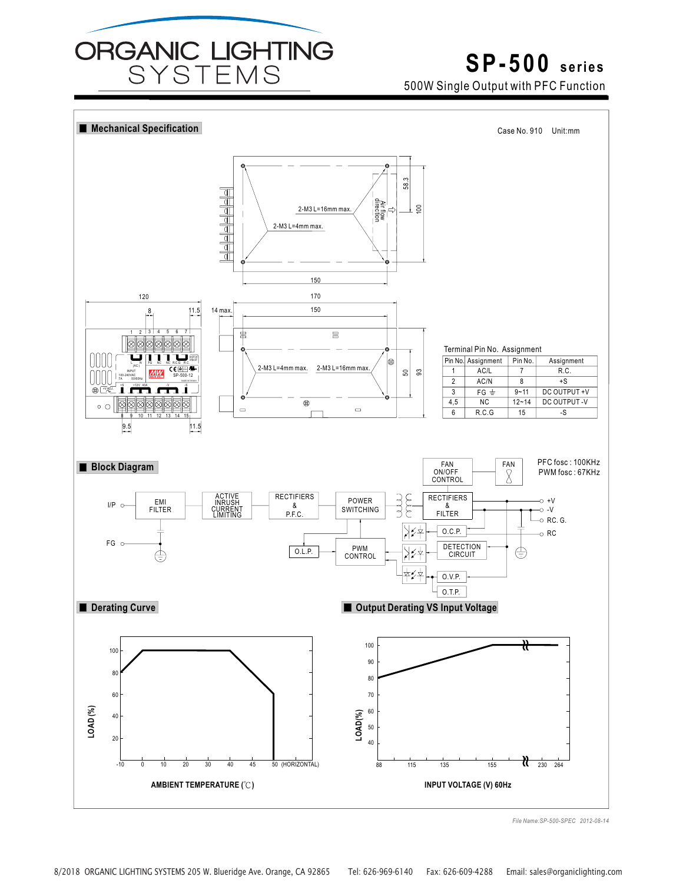ORGANIC LIGHTING SYSTEMS

# SP-500 series

500W Single Output with PFC Function

## Mechanical Specification

Case No. 910 Unit:mm

2-M3 L=16mm max.
2-M3 L=4mm max.
Air flow direction
58.3
100
150
120
8
11.5
170
150
14 max.
2-M3 L=4mm max.
2-M3 L=16mm max.
50
93
9.5
11.5

Terminal Pin No. Assignment

| Pin No. | Assignment | Pin No. | Assignment |
|---|---|---|---|
| 1 | AC/L | 7 | R.C. |
| 2 | AC/N | 8 | +S |
| 3 | FG ⏚ | 9~11 | DC OUTPUT +V |
| 4,5 | NC | 12~14 | DC OUTPUT -V |
| 6 | R.C.G | 15 | -S |

## Block Diagram

PFC fosc : 100KHz
PWM fosc : 67KHz

I/P
FG
EMI FILTER
ACTIVE INRUSH CURRENT LIMITING
RECTIFIERS & P.F.C.
POWER SWITCHING
RECTIFIERS & FILTER
FAN ON/OFF CONTROL
FAN
+V
-V
RC. G.
RC
O.C.P.
DETECTION CIRCUIT
O.L.P.
PWM CONTROL
O.V.P.
O.T.P.

## Derating Curve

LOAD (%)
100
80
60
40
20
-10 0 10 20 30 40 45 50 (HORIZONTAL)
AMBIENT TEMPERATURE (℃)

## Output Derating VS Input Voltage

LOAD(%)
100
90
80
70
60
50
40
88 115 135 155 230 264
INPUT VOLTAGE (V) 60Hz

*File Name:SP-500-SPEC 2012-08-14*

8/2018 ORGANIC LIGHTING SYSTEMS 205 W. Blueridge Ave. Orange, CA 92865 Tel: 626-969-6140 Fax: 626-609-4288 Email: sales@organiclighting.com